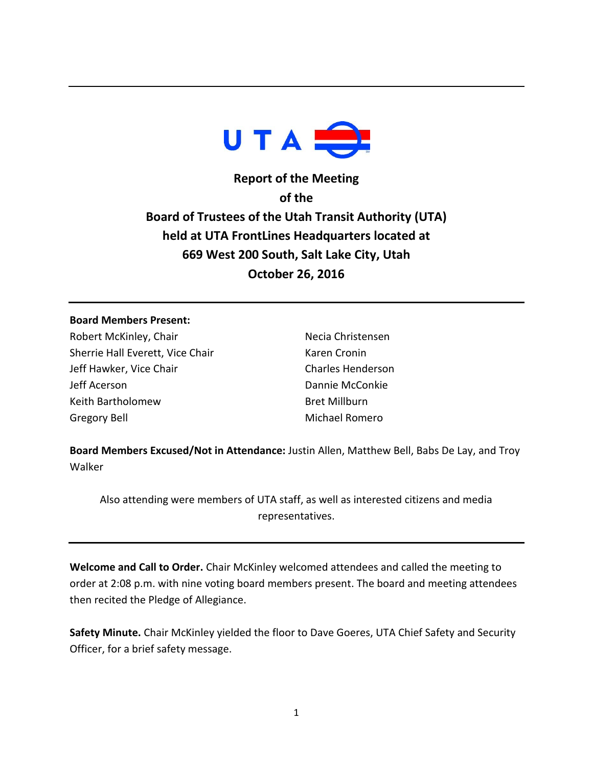UTA

# Report of the Meeting of the Board of Trustees of the Utah Transit Authority (UTA) held at UTA FrontLines Headquarters located at 669 West 200 South, Salt Lake City, Utah October 26, 2016

**Board Members Present:**

Robert McKinley, Chair
Sherrie Hall Everett, Vice Chair
Jeff Hawker, Vice Chair
Jeff Acerson
Keith Bartholomew
Gregory Bell
Necia Christensen
Karen Cronin
Charles Henderson
Dannie McConkie
Bret Millburn
Michael Romero

**Board Members Excused/Not in Attendance:** Justin Allen, Matthew Bell, Babs De Lay, and Troy Walker

Also attending were members of UTA staff, as well as interested citizens and media representatives.

**Welcome and Call to Order.** Chair McKinley welcomed attendees and called the meeting to order at 2:08 p.m. with nine voting board members present. The board and meeting attendees then recited the Pledge of Allegiance.

**Safety Minute.** Chair McKinley yielded the floor to Dave Goeres, UTA Chief Safety and Security Officer, for a brief safety message.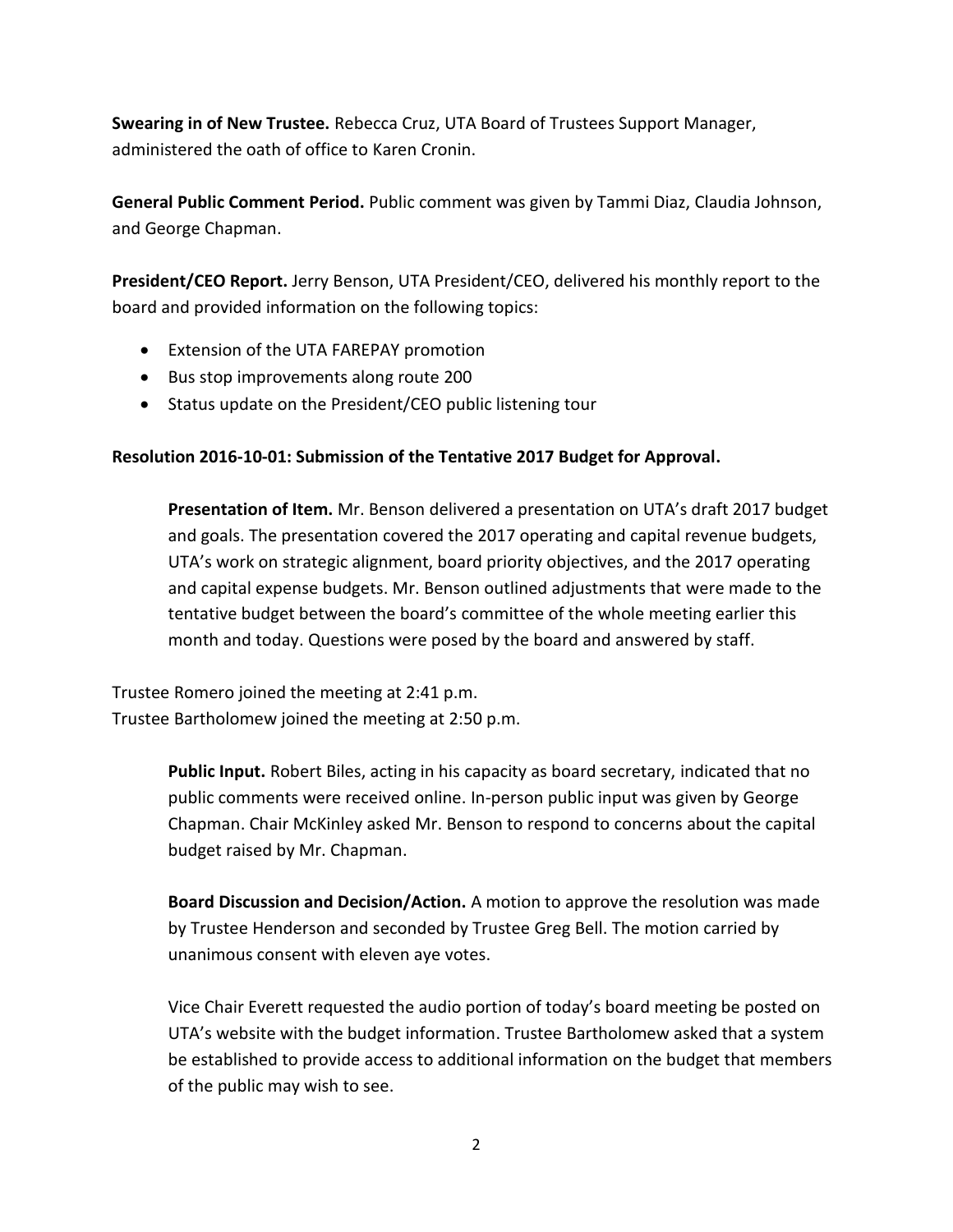**Swearing in of New Trustee.** Rebecca Cruz, UTA Board of Trustees Support Manager, administered the oath of office to Karen Cronin.

**General Public Comment Period.** Public comment was given by Tammi Diaz, Claudia Johnson, and George Chapman.

**President/CEO Report.** Jerry Benson, UTA President/CEO, delivered his monthly report to the board and provided information on the following topics:

- Extension of the UTA FAREPAY promotion
- Bus stop improvements along route 200
- Status update on the President/CEO public listening tour

**Resolution 2016-10-01: Submission of the Tentative 2017 Budget for Approval.**

> **Presentation of Item.** Mr. Benson delivered a presentation on UTA's draft 2017 budget and goals. The presentation covered the 2017 operating and capital revenue budgets, UTA's work on strategic alignment, board priority objectives, and the 2017 operating and capital expense budgets. Mr. Benson outlined adjustments that were made to the tentative budget between the board's committee of the whole meeting earlier this month and today. Questions were posed by the board and answered by staff.

Trustee Romero joined the meeting at 2:41 p.m.
Trustee Bartholomew joined the meeting at 2:50 p.m.

> **Public Input.** Robert Biles, acting in his capacity as board secretary, indicated that no public comments were received online. In-person public input was given by George Chapman. Chair McKinley asked Mr. Benson to respond to concerns about the capital budget raised by Mr. Chapman.
>
> **Board Discussion and Decision/Action.** A motion to approve the resolution was made by Trustee Henderson and seconded by Trustee Greg Bell. The motion carried by unanimous consent with eleven aye votes.
>
> Vice Chair Everett requested the audio portion of today's board meeting be posted on UTA's website with the budget information. Trustee Bartholomew asked that a system be established to provide access to additional information on the budget that members of the public may wish to see.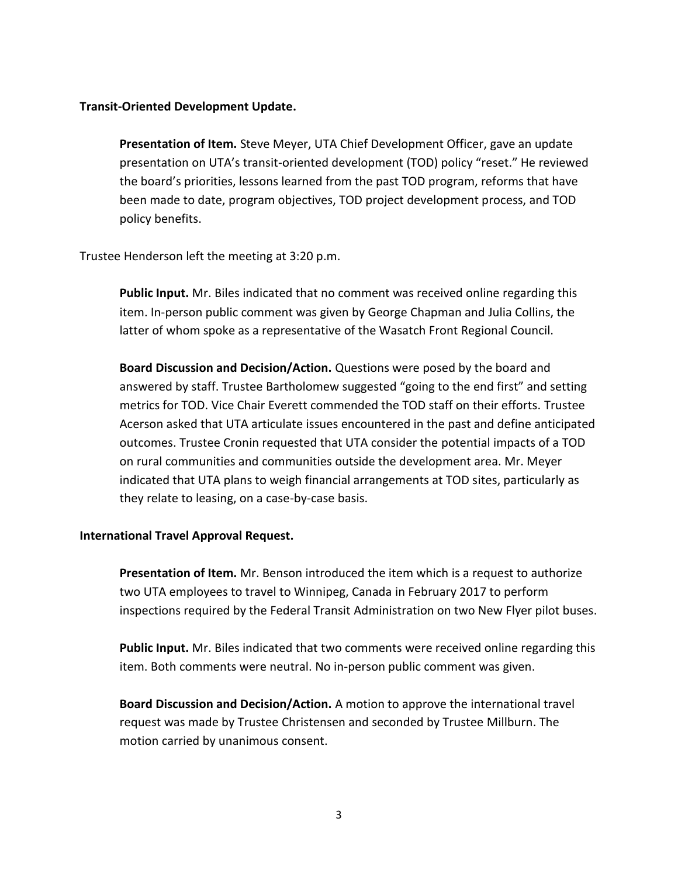**Transit-Oriented Development Update.**

**Presentation of Item.** Steve Meyer, UTA Chief Development Officer, gave an update presentation on UTA's transit-oriented development (TOD) policy "reset." He reviewed the board's priorities, lessons learned from the past TOD program, reforms that have been made to date, program objectives, TOD project development process, and TOD policy benefits.

Trustee Henderson left the meeting at 3:20 p.m.

**Public Input.** Mr. Biles indicated that no comment was received online regarding this item. In-person public comment was given by George Chapman and Julia Collins, the latter of whom spoke as a representative of the Wasatch Front Regional Council.

**Board Discussion and Decision/Action.** Questions were posed by the board and answered by staff. Trustee Bartholomew suggested "going to the end first" and setting metrics for TOD. Vice Chair Everett commended the TOD staff on their efforts. Trustee Acerson asked that UTA articulate issues encountered in the past and define anticipated outcomes. Trustee Cronin requested that UTA consider the potential impacts of a TOD on rural communities and communities outside the development area. Mr. Meyer indicated that UTA plans to weigh financial arrangements at TOD sites, particularly as they relate to leasing, on a case-by-case basis.

**International Travel Approval Request.**

**Presentation of Item.** Mr. Benson introduced the item which is a request to authorize two UTA employees to travel to Winnipeg, Canada in February 2017 to perform inspections required by the Federal Transit Administration on two New Flyer pilot buses.

**Public Input.** Mr. Biles indicated that two comments were received online regarding this item. Both comments were neutral. No in-person public comment was given.

**Board Discussion and Decision/Action.** A motion to approve the international travel request was made by Trustee Christensen and seconded by Trustee Millburn. The motion carried by unanimous consent.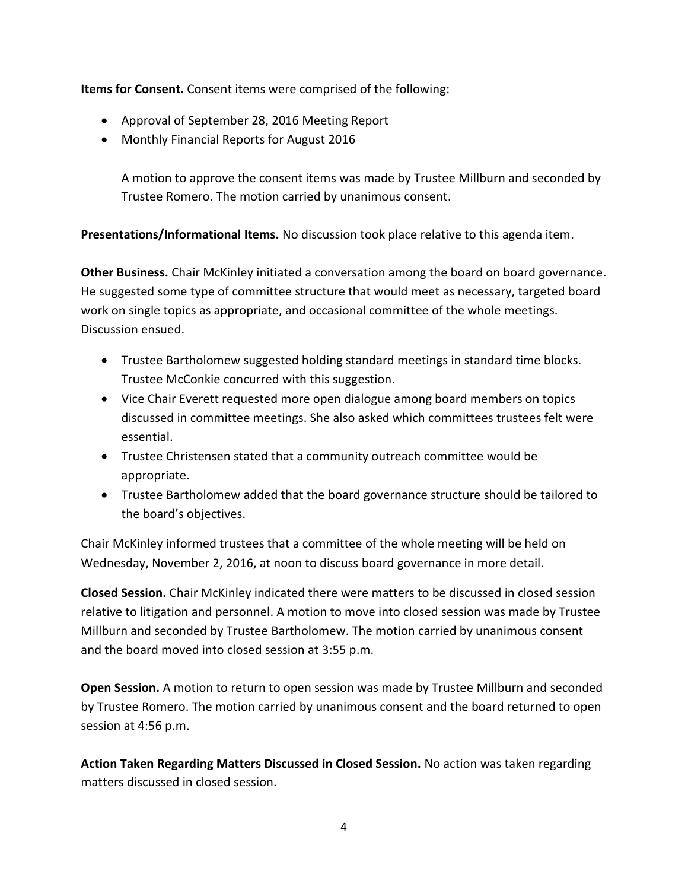**Items for Consent.** Consent items were comprised of the following:

- Approval of September 28, 2016 Meeting Report
- Monthly Financial Reports for August 2016

  A motion to approve the consent items was made by Trustee Millburn and seconded by Trustee Romero. The motion carried by unanimous consent.

**Presentations/Informational Items.** No discussion took place relative to this agenda item.

**Other Business.** Chair McKinley initiated a conversation among the board on board governance. He suggested some type of committee structure that would meet as necessary, targeted board work on single topics as appropriate, and occasional committee of the whole meetings. Discussion ensued.

- Trustee Bartholomew suggested holding standard meetings in standard time blocks. Trustee McConkie concurred with this suggestion.
- Vice Chair Everett requested more open dialogue among board members on topics discussed in committee meetings. She also asked which committees trustees felt were essential.
- Trustee Christensen stated that a community outreach committee would be appropriate.
- Trustee Bartholomew added that the board governance structure should be tailored to the board's objectives.

Chair McKinley informed trustees that a committee of the whole meeting will be held on Wednesday, November 2, 2016, at noon to discuss board governance in more detail.

**Closed Session.** Chair McKinley indicated there were matters to be discussed in closed session relative to litigation and personnel. A motion to move into closed session was made by Trustee Millburn and seconded by Trustee Bartholomew. The motion carried by unanimous consent and the board moved into closed session at 3:55 p.m.

**Open Session.** A motion to return to open session was made by Trustee Millburn and seconded by Trustee Romero. The motion carried by unanimous consent and the board returned to open session at 4:56 p.m.

**Action Taken Regarding Matters Discussed in Closed Session.** No action was taken regarding matters discussed in closed session.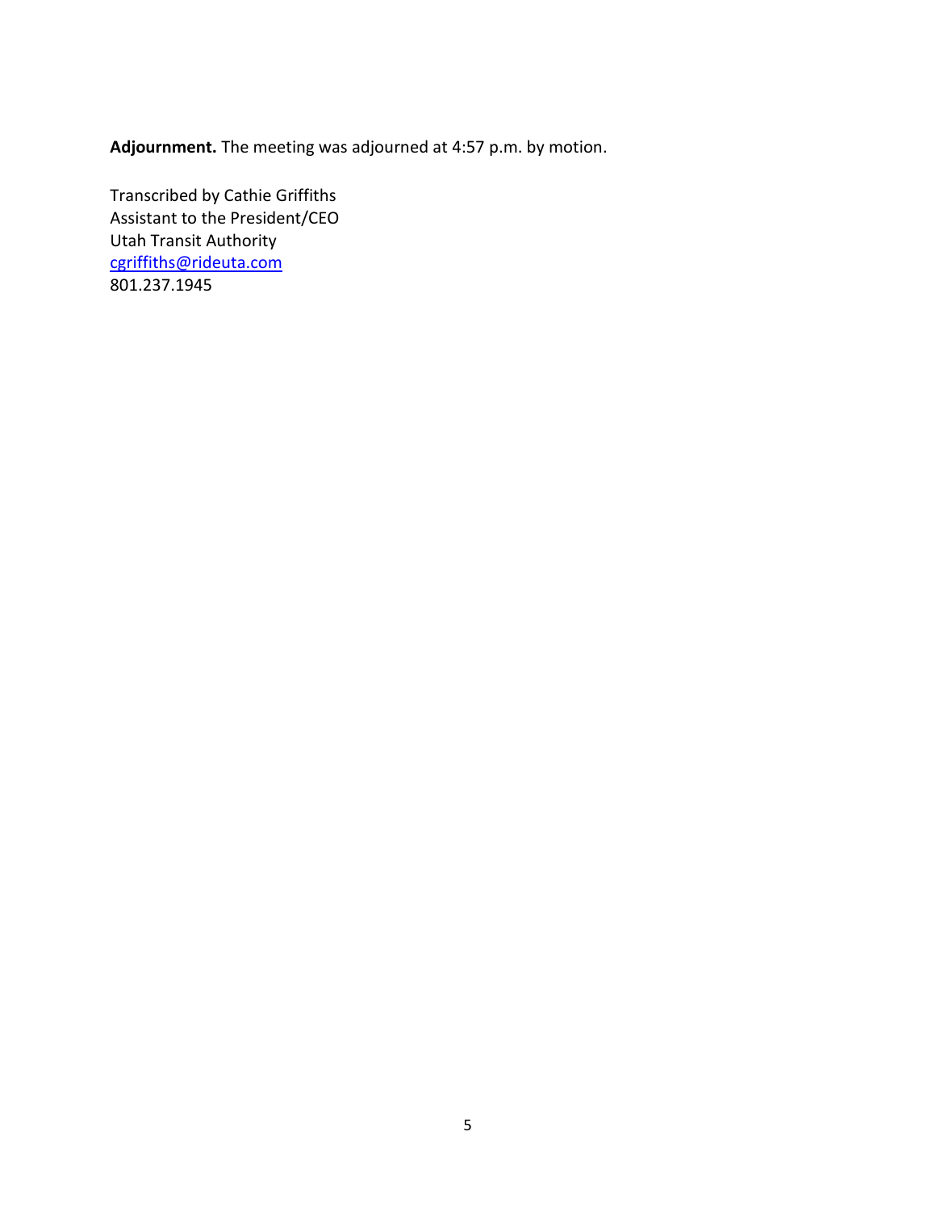**Adjournment.** The meeting was adjourned at 4:57 p.m. by motion.

Transcribed by Cathie Griffiths  
Assistant to the President/CEO  
Utah Transit Authority  
cgriffiths@rideuta.com  
801.237.1945